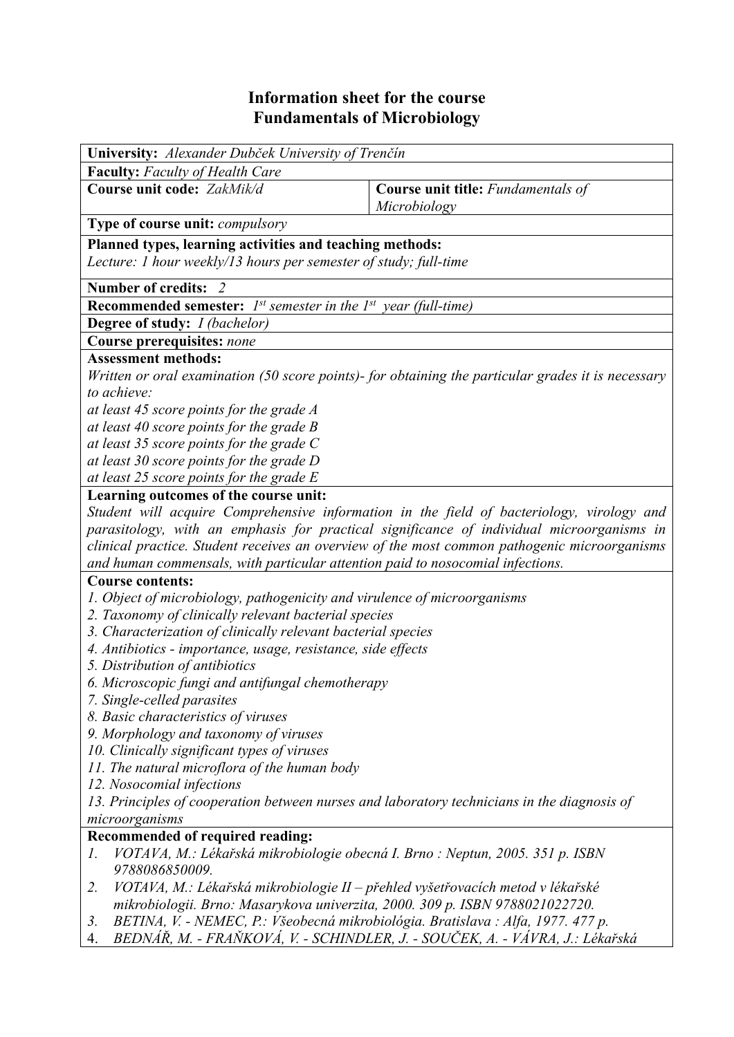# Information sheet for the course
# Fundamentals of Microbiology

**University:** *Alexander Dubček University of Trenčín*

**Faculty:** *Faculty of Health Care*

| **Course unit code:** *ZakMik/d* | **Course unit title:** *Fundamentals of Microbiology* |
|---|---|

**Type of course unit:** *compulsory*

**Planned types, learning activities and teaching methods:**
*Lecture: 1 hour weekly/13 hours per semester of study; full-time*

**Number of credits:** *2*

**Recommended semester:** *1st semester in the 1st year (full-time)*

**Degree of study:** *I (bachelor)*

**Course prerequisites:** *none*

**Assessment methods:**
*Written or oral examination (50 score points)- for obtaining the particular grades it is necessary to achieve:*
*at least 45 score points for the grade A*
*at least 40 score points for the grade B*
*at least 35 score points for the grade C*
*at least 30 score points for the grade D*
*at least 25 score points for the grade E*

**Learning outcomes of the course unit:**
*Student will acquire Comprehensive information in the field of bacteriology, virology and parasitology, with an emphasis for practical significance of individual microorganisms in clinical practice. Student receives an overview of the most common pathogenic microorganisms and human commensals, with particular attention paid to nosocomial infections.*

**Course contents:**
*1. Object of microbiology, pathogenicity and virulence of microorganisms*
*2. Taxonomy of clinically relevant bacterial species*
*3. Characterization of clinically relevant bacterial species*
*4. Antibiotics - importance, usage, resistance, side effects*
*5. Distribution of antibiotics*
*6. Microscopic fungi and antifungal chemotherapy*
*7. Single-celled parasites*
*8. Basic characteristics of viruses*
*9. Morphology and taxonomy of viruses*
*10. Clinically significant types of viruses*
*11. The natural microflora of the human body*
*12. Nosocomial infections*
*13. Principles of cooperation between nurses and laboratory technicians in the diagnosis of microorganisms*

**Recommended of required reading:**
1. *VOTAVA, M.: Lékařská mikrobiologie obecná I. Brno : Neptun, 2005. 351 p. ISBN 9788086850009.*
2. *VOTAVA, M.: Lékařská mikrobiologie II – přehled vyšetřovacích metod v lékařské mikrobiologii. Brno: Masarykova univerzita, 2000. 309 p. ISBN 9788021022720.*
3. *BETINA, V. - NEMEC, P.: Všeobecná mikrobiológia. Bratislava : Alfa, 1977. 477 p.*
4. *BEDNÁŘ, M. - FRAŇKOVÁ, V. - SCHINDLER, J. - SOUČEK, A. - VÁVRA, J.: Lékařská*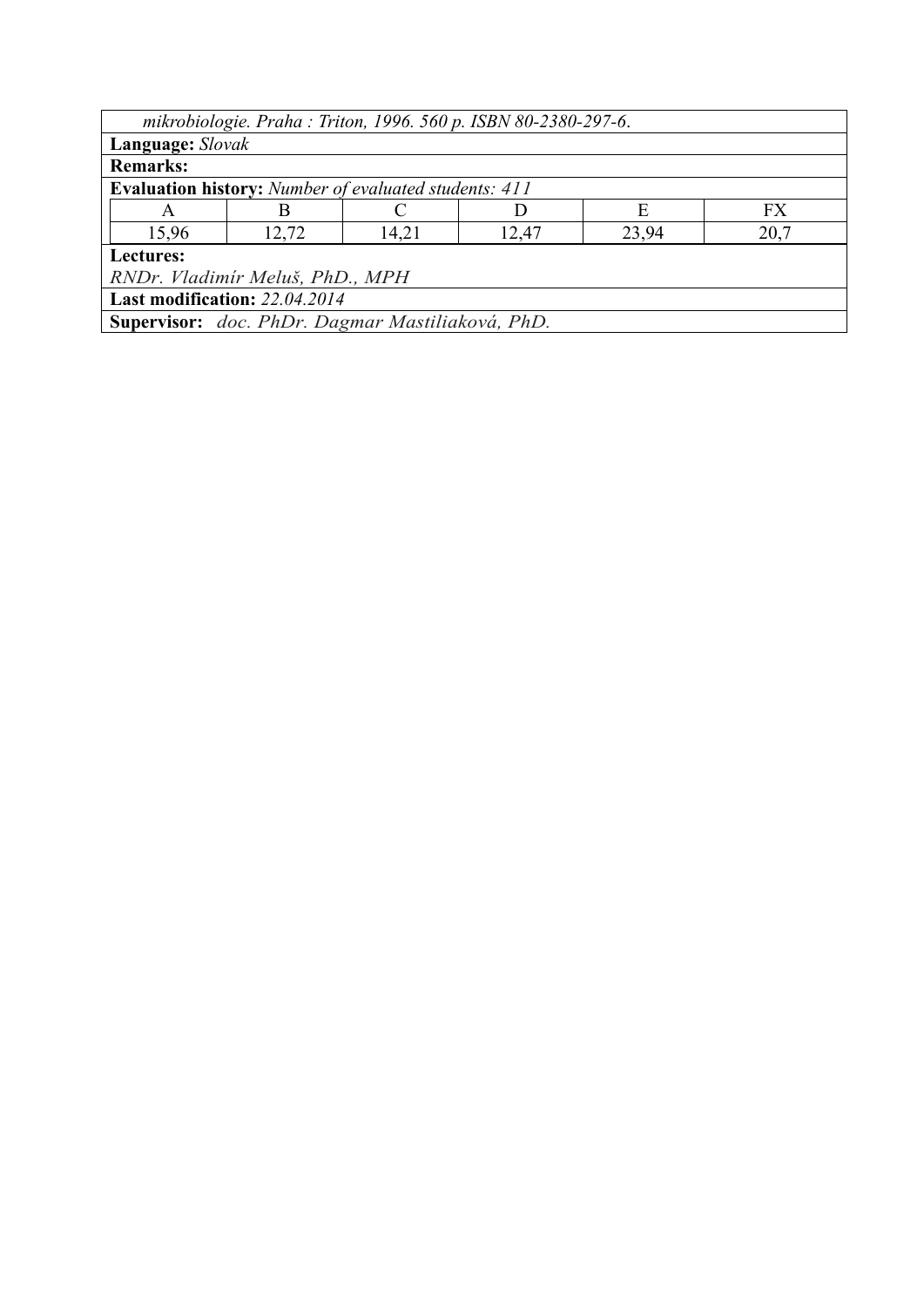*mikrobiologie. Praha : Triton, 1996. 560 p. ISBN 80-2380-297-6.*

**Language:** *Slovak*

**Remarks:**

**Evaluation history:** *Number of evaluated students: 411*

| A | B | C | D | E | FX |
|---|---|---|---|---|---|
| 15,96 | 12,72 | 14,21 | 12,47 | 23,94 | 20,7 |

**Lectures:**

*RNDr. Vladimír Meluš, PhD., MPH*

**Last modification:** *22.04.2014*

**Supervisor:** *doc. PhDr. Dagmar Mastiliaková, PhD.*